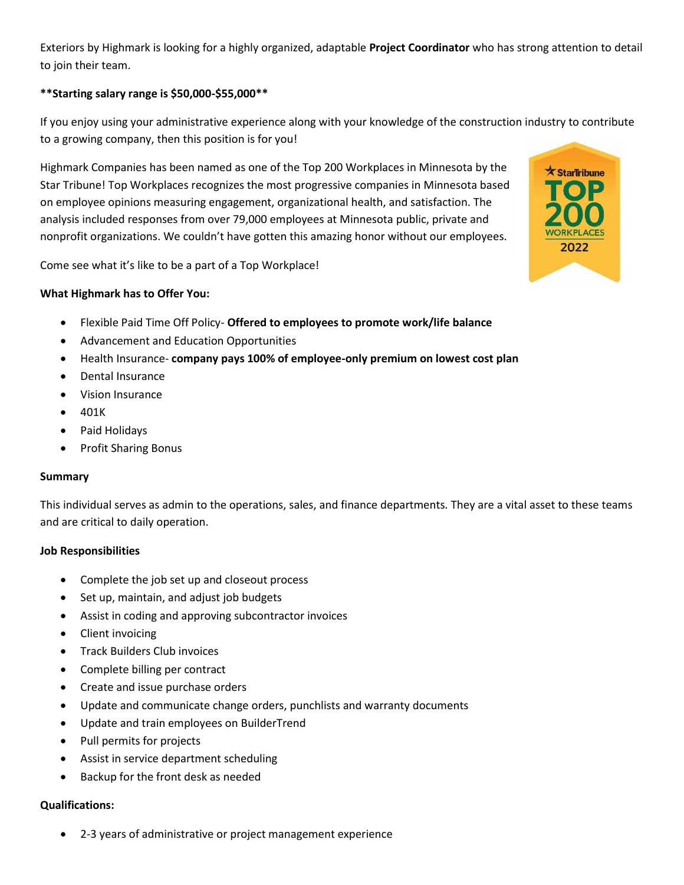Exteriors by Highmark is looking for a highly organized, adaptable **Project Coordinator** who has strong attention to detail to join their team.

****Starting salary range is $50,000-$55,000****

If you enjoy using your administrative experience along with your knowledge of the construction industry to contribute to a growing company, then this position is for you!

Highmark Companies has been named as one of the Top 200 Workplaces in Minnesota by the Star Tribune! Top Workplaces recognizes the most progressive companies in Minnesota based on employee opinions measuring engagement, organizational health, and satisfaction. The analysis included responses from over 79,000 employees at Minnesota public, private and nonprofit organizations. We couldn't have gotten this amazing honor without our employees.

StarTribune
TOP 200
WORKPLACES
2022

Come see what it's like to be a part of a Top Workplace!

**What Highmark has to Offer You:**

- Flexible Paid Time Off Policy- **Offered to employees to promote work/life balance**
- Advancement and Education Opportunities
- Health Insurance- **company pays 100% of employee-only premium on lowest cost plan**
- Dental Insurance
- Vision Insurance
- 401K
- Paid Holidays
- Profit Sharing Bonus

**Summary**

This individual serves as admin to the operations, sales, and finance departments. They are a vital asset to these teams and are critical to daily operation.

**Job Responsibilities**

- Complete the job set up and closeout process
- Set up, maintain, and adjust job budgets
- Assist in coding and approving subcontractor invoices
- Client invoicing
- Track Builders Club invoices
- Complete billing per contract
- Create and issue purchase orders
- Update and communicate change orders, punchlists and warranty documents
- Update and train employees on BuilderTrend
- Pull permits for projects
- Assist in service department scheduling
- Backup for the front desk as needed

**Qualifications:**

- 2-3 years of administrative or project management experience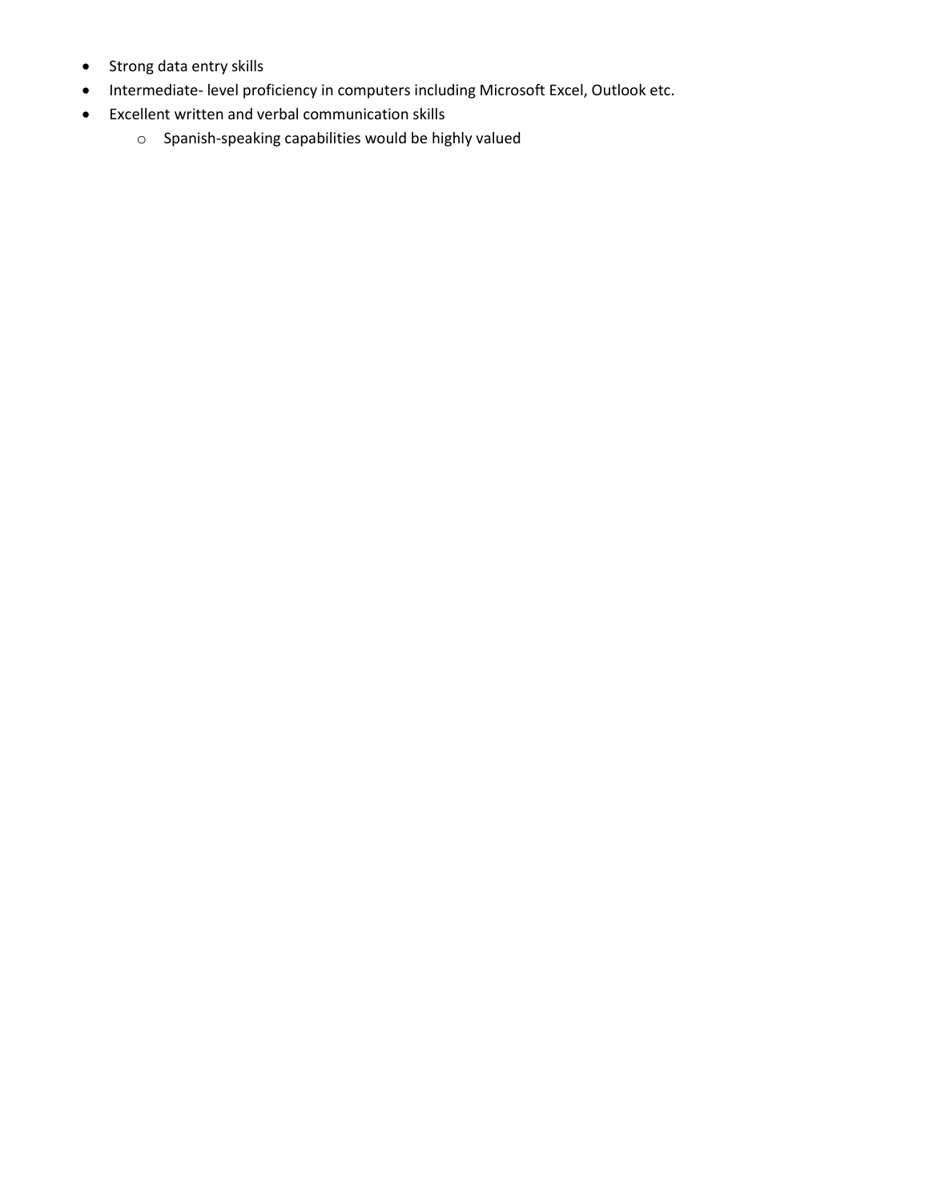- Strong data entry skills
- Intermediate- level proficiency in computers including Microsoft Excel, Outlook etc.
- Excellent written and verbal communication skills
    - Spanish-speaking capabilities would be highly valued